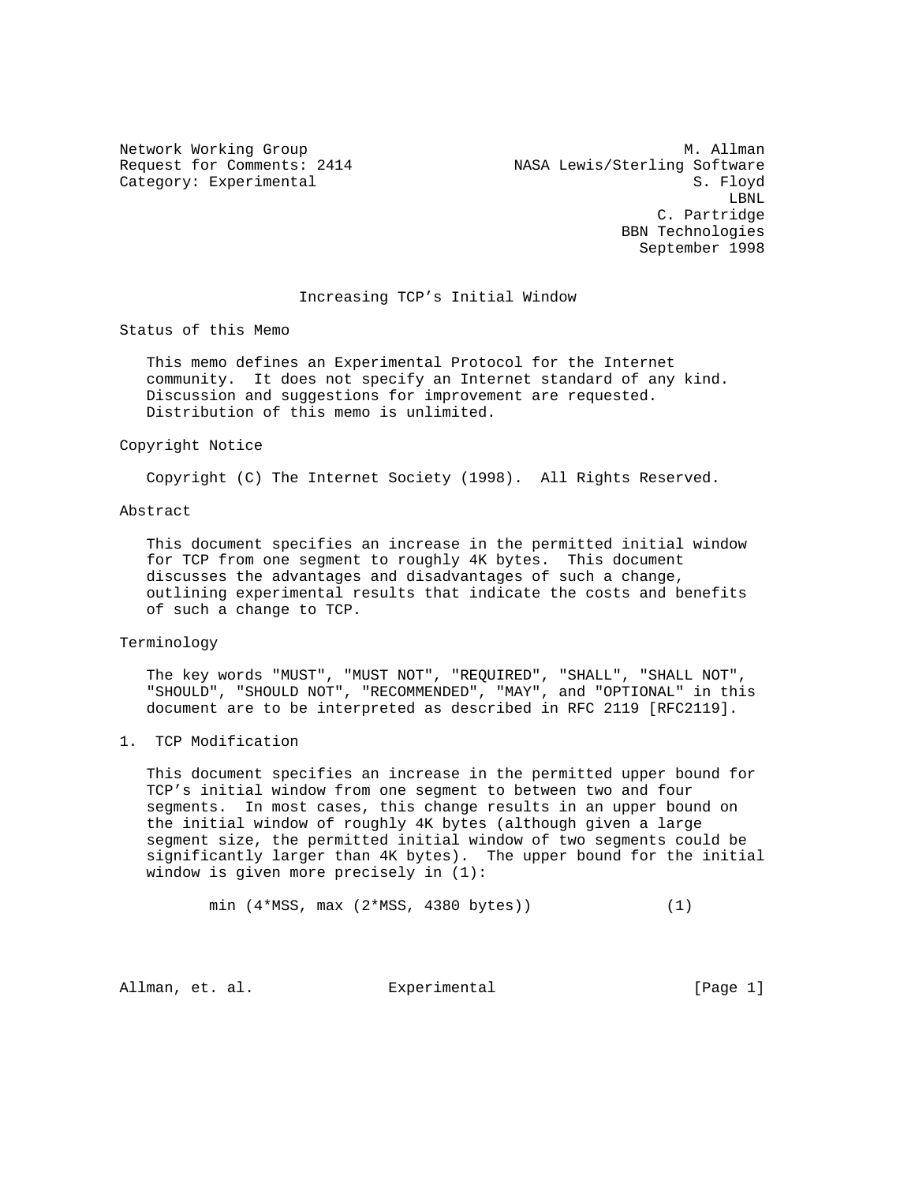Network Working Group M. Allman
Request for Comments: 2414 NASA Lewis/Sterling Software
Category: Experimental S. Floyd
LBNL
C. Partridge
BBN Technologies
September 1998

# Increasing TCP's Initial Window

## Status of this Memo

This memo defines an Experimental Protocol for the Internet community. It does not specify an Internet standard of any kind. Discussion and suggestions for improvement are requested. Distribution of this memo is unlimited.

## Copyright Notice

Copyright (C) The Internet Society (1998). All Rights Reserved.

## Abstract

This document specifies an increase in the permitted initial window for TCP from one segment to roughly 4K bytes. This document discusses the advantages and disadvantages of such a change, outlining experimental results that indicate the costs and benefits of such a change to TCP.

## Terminology

The key words "MUST", "MUST NOT", "REQUIRED", "SHALL", "SHALL NOT", "SHOULD", "SHOULD NOT", "RECOMMENDED", "MAY", and "OPTIONAL" in this document are to be interpreted as described in RFC 2119 [RFC2119].

## 1. TCP Modification

This document specifies an increase in the permitted upper bound for TCP's initial window from one segment to between two and four segments. In most cases, this change results in an upper bound on the initial window of roughly 4K bytes (although given a large segment size, the permitted initial window of two segments could be significantly larger than 4K bytes). The upper bound for the initial window is given more precisely in (1):

$$\min(4 \cdot MSS, \max(2 \cdot MSS, 4380 \text{ bytes})) \qquad (1)$$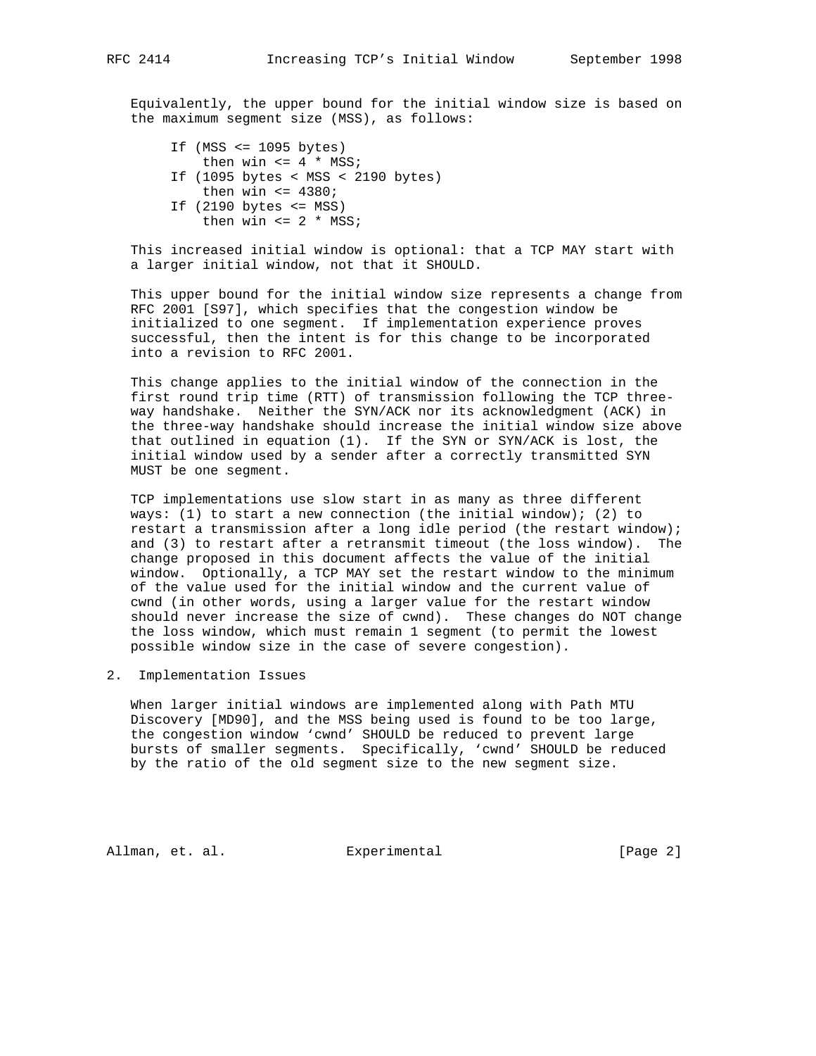Equivalently, the upper bound for the initial window size is based on the maximum segment size (MSS), as follows:

```
If (MSS <= 1095 bytes)
    then win <= 4 * MSS;
If (1095 bytes < MSS < 2190 bytes)
    then win <= 4380;
If (2190 bytes <= MSS)
    then win <= 2 * MSS;
```

This increased initial window is optional: that a TCP MAY start with a larger initial window, not that it SHOULD.

This upper bound for the initial window size represents a change from RFC 2001 [S97], which specifies that the congestion window be initialized to one segment. If implementation experience proves successful, then the intent is for this change to be incorporated into a revision to RFC 2001.

This change applies to the initial window of the connection in the first round trip time (RTT) of transmission following the TCP three-way handshake. Neither the SYN/ACK nor its acknowledgment (ACK) in the three-way handshake should increase the initial window size above that outlined in equation (1). If the SYN or SYN/ACK is lost, the initial window used by a sender after a correctly transmitted SYN MUST be one segment.

TCP implementations use slow start in as many as three different ways: (1) to start a new connection (the initial window); (2) to restart a transmission after a long idle period (the restart window); and (3) to restart after a retransmit timeout (the loss window). The change proposed in this document affects the value of the initial window. Optionally, a TCP MAY set the restart window to the minimum of the value used for the initial window and the current value of cwnd (in other words, using a larger value for the restart window should never increase the size of cwnd). These changes do NOT change the loss window, which must remain 1 segment (to permit the lowest possible window size in the case of severe congestion).

## 2. Implementation Issues

When larger initial windows are implemented along with Path MTU Discovery [MD90], and the MSS being used is found to be too large, the congestion window 'cwnd' SHOULD be reduced to prevent large bursts of smaller segments. Specifically, 'cwnd' SHOULD be reduced by the ratio of the old segment size to the new segment size.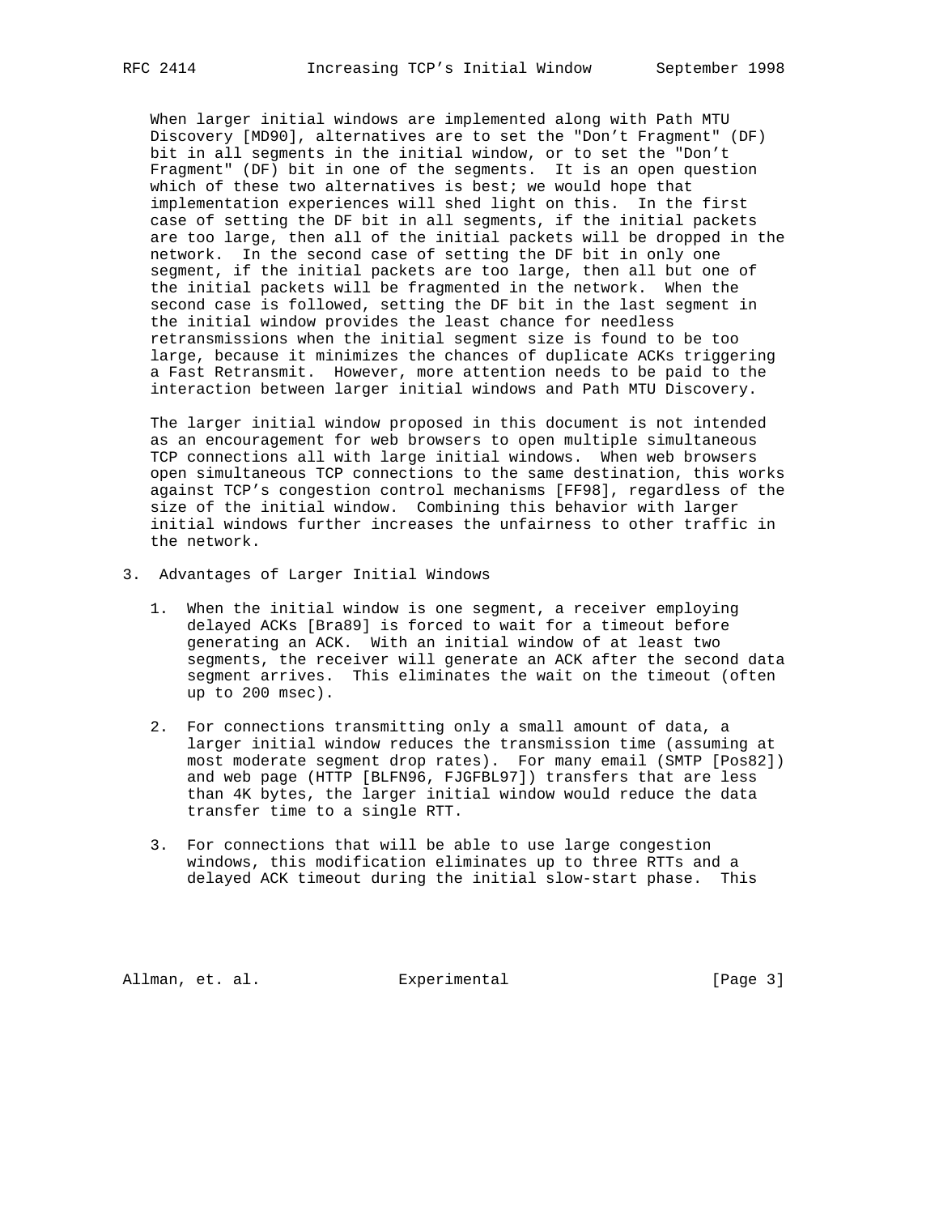When larger initial windows are implemented along with Path MTU Discovery [MD90], alternatives are to set the "Don't Fragment" (DF) bit in all segments in the initial window, or to set the "Don't Fragment" (DF) bit in one of the segments. It is an open question which of these two alternatives is best; we would hope that implementation experiences will shed light on this. In the first case of setting the DF bit in all segments, if the initial packets are too large, then all of the initial packets will be dropped in the network. In the second case of setting the DF bit in only one segment, if the initial packets are too large, then all but one of the initial packets will be fragmented in the network. When the second case is followed, setting the DF bit in the last segment in the initial window provides the least chance for needless retransmissions when the initial segment size is found to be too large, because it minimizes the chances of duplicate ACKs triggering a Fast Retransmit. However, more attention needs to be paid to the interaction between larger initial windows and Path MTU Discovery.

The larger initial window proposed in this document is not intended as an encouragement for web browsers to open multiple simultaneous TCP connections all with large initial windows. When web browsers open simultaneous TCP connections to the same destination, this works against TCP's congestion control mechanisms [FF98], regardless of the size of the initial window. Combining this behavior with larger initial windows further increases the unfairness to other traffic in the network.

## 3. Advantages of Larger Initial Windows

1. When the initial window is one segment, a receiver employing delayed ACKs [Bra89] is forced to wait for a timeout before generating an ACK. With an initial window of at least two segments, the receiver will generate an ACK after the second data segment arrives. This eliminates the wait on the timeout (often up to 200 msec).

2. For connections transmitting only a small amount of data, a larger initial window reduces the transmission time (assuming at most moderate segment drop rates). For many email (SMTP [Pos82]) and web page (HTTP [BLFN96, FJGFBL97]) transfers that are less than 4K bytes, the larger initial window would reduce the data transfer time to a single RTT.

3. For connections that will be able to use large congestion windows, this modification eliminates up to three RTTs and a delayed ACK timeout during the initial slow-start phase. This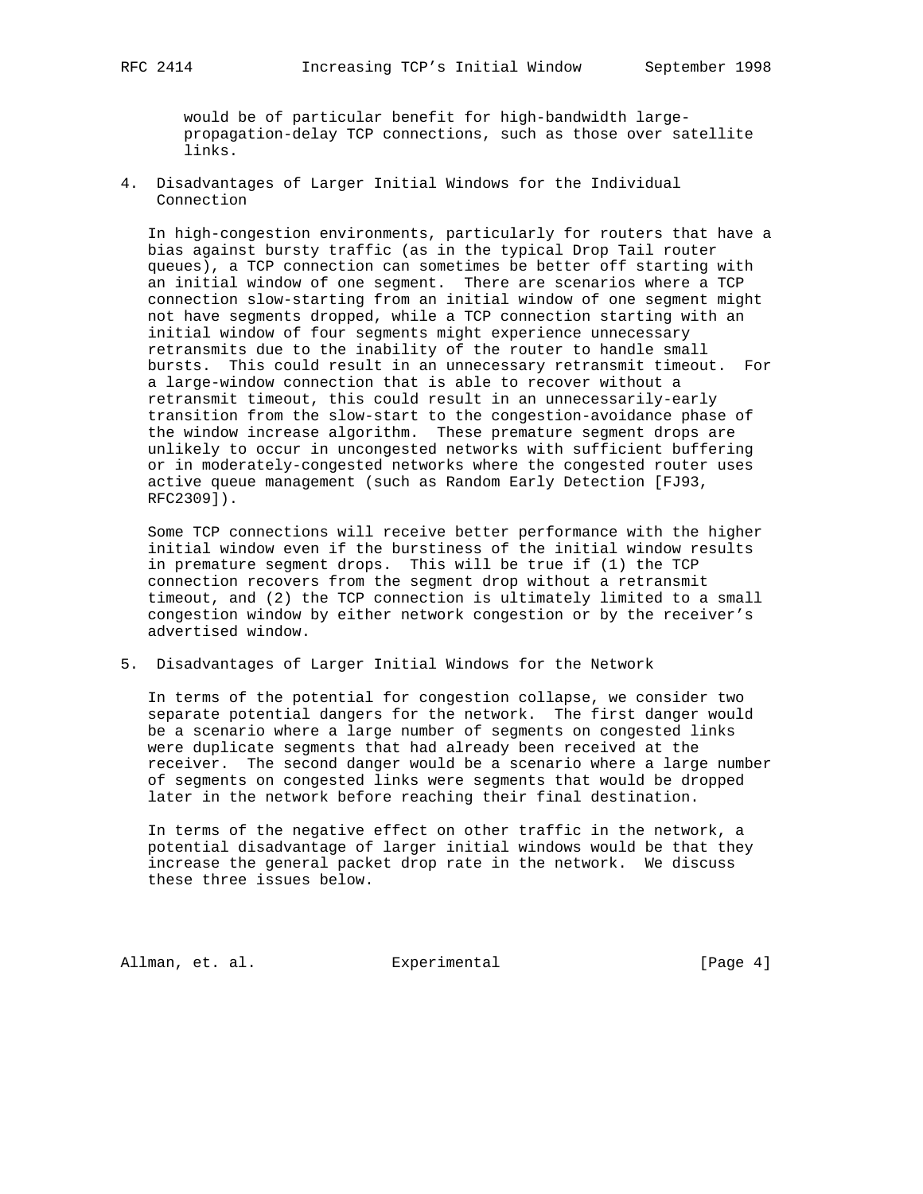would be of particular benefit for high-bandwidth large-propagation-delay TCP connections, such as those over satellite links.

## 4. Disadvantages of Larger Initial Windows for the Individual Connection

In high-congestion environments, particularly for routers that have a bias against bursty traffic (as in the typical Drop Tail router queues), a TCP connection can sometimes be better off starting with an initial window of one segment. There are scenarios where a TCP connection slow-starting from an initial window of one segment might not have segments dropped, while a TCP connection starting with an initial window of four segments might experience unnecessary retransmits due to the inability of the router to handle small bursts. This could result in an unnecessary retransmit timeout. For a large-window connection that is able to recover without a retransmit timeout, this could result in an unnecessarily-early transition from the slow-start to the congestion-avoidance phase of the window increase algorithm. These premature segment drops are unlikely to occur in uncongested networks with sufficient buffering or in moderately-congested networks where the congested router uses active queue management (such as Random Early Detection [FJ93, RFC2309]).

Some TCP connections will receive better performance with the higher initial window even if the burstiness of the initial window results in premature segment drops. This will be true if (1) the TCP connection recovers from the segment drop without a retransmit timeout, and (2) the TCP connection is ultimately limited to a small congestion window by either network congestion or by the receiver's advertised window.

## 5. Disadvantages of Larger Initial Windows for the Network

In terms of the potential for congestion collapse, we consider two separate potential dangers for the network. The first danger would be a scenario where a large number of segments on congested links were duplicate segments that had already been received at the receiver. The second danger would be a scenario where a large number of segments on congested links were segments that would be dropped later in the network before reaching their final destination.

In terms of the negative effect on other traffic in the network, a potential disadvantage of larger initial windows would be that they increase the general packet drop rate in the network. We discuss these three issues below.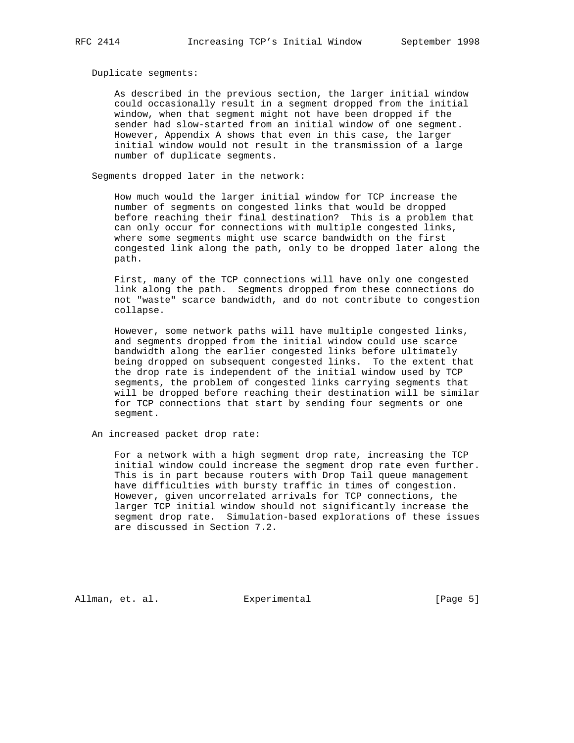Duplicate segments:

As described in the previous section, the larger initial window could occasionally result in a segment dropped from the initial window, when that segment might not have been dropped if the sender had slow-started from an initial window of one segment. However, Appendix A shows that even in this case, the larger initial window would not result in the transmission of a large number of duplicate segments.

Segments dropped later in the network:

How much would the larger initial window for TCP increase the number of segments on congested links that would be dropped before reaching their final destination? This is a problem that can only occur for connections with multiple congested links, where some segments might use scarce bandwidth on the first congested link along the path, only to be dropped later along the path.

First, many of the TCP connections will have only one congested link along the path. Segments dropped from these connections do not "waste" scarce bandwidth, and do not contribute to congestion collapse.

However, some network paths will have multiple congested links, and segments dropped from the initial window could use scarce bandwidth along the earlier congested links before ultimately being dropped on subsequent congested links. To the extent that the drop rate is independent of the initial window used by TCP segments, the problem of congested links carrying segments that will be dropped before reaching their destination will be similar for TCP connections that start by sending four segments or one segment.

An increased packet drop rate:

For a network with a high segment drop rate, increasing the TCP initial window could increase the segment drop rate even further. This is in part because routers with Drop Tail queue management have difficulties with bursty traffic in times of congestion. However, given uncorrelated arrivals for TCP connections, the larger TCP initial window should not significantly increase the segment drop rate. Simulation-based explorations of these issues are discussed in Section 7.2.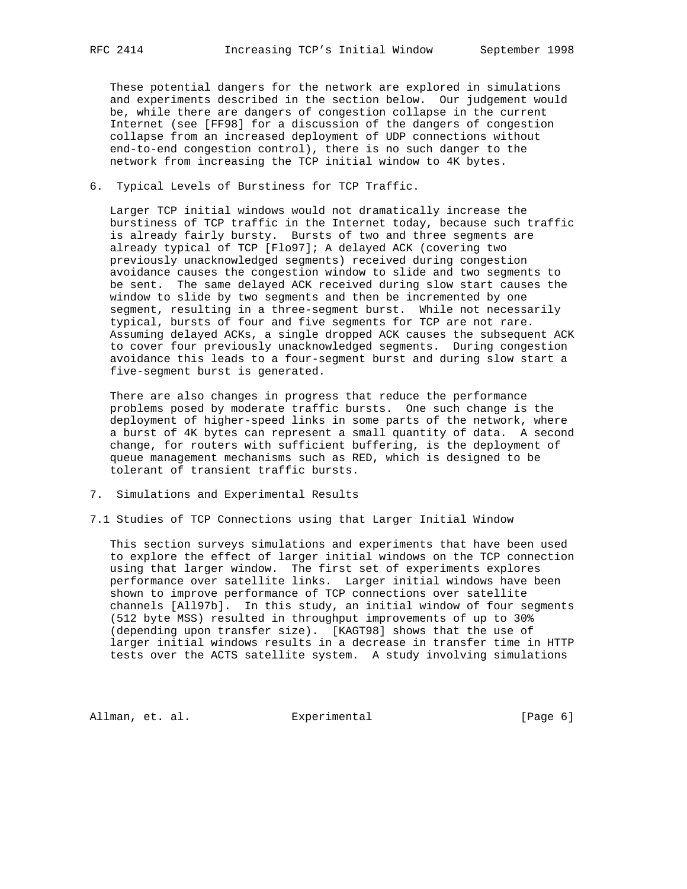These potential dangers for the network are explored in simulations and experiments described in the section below. Our judgement would be, while there are dangers of congestion collapse in the current Internet (see [FF98] for a discussion of the dangers of congestion collapse from an increased deployment of UDP connections without end-to-end congestion control), there is no such danger to the network from increasing the TCP initial window to 4K bytes.

## 6. Typical Levels of Burstiness for TCP Traffic.

Larger TCP initial windows would not dramatically increase the burstiness of TCP traffic in the Internet today, because such traffic is already fairly bursty. Bursts of two and three segments are already typical of TCP [Flo97]; A delayed ACK (covering two previously unacknowledged segments) received during congestion avoidance causes the congestion window to slide and two segments to be sent. The same delayed ACK received during slow start causes the window to slide by two segments and then be incremented by one segment, resulting in a three-segment burst. While not necessarily typical, bursts of four and five segments for TCP are not rare. Assuming delayed ACKs, a single dropped ACK causes the subsequent ACK to cover four previously unacknowledged segments. During congestion avoidance this leads to a four-segment burst and during slow start a five-segment burst is generated.

There are also changes in progress that reduce the performance problems posed by moderate traffic bursts. One such change is the deployment of higher-speed links in some parts of the network, where a burst of 4K bytes can represent a small quantity of data. A second change, for routers with sufficient buffering, is the deployment of queue management mechanisms such as RED, which is designed to be tolerant of transient traffic bursts.

## 7. Simulations and Experimental Results

### 7.1 Studies of TCP Connections using that Larger Initial Window

This section surveys simulations and experiments that have been used to explore the effect of larger initial windows on the TCP connection using that larger window. The first set of experiments explores performance over satellite links. Larger initial windows have been shown to improve performance of TCP connections over satellite channels [All97b]. In this study, an initial window of four segments (512 byte MSS) resulted in throughput improvements of up to 30% (depending upon transfer size). [KAGT98] shows that the use of larger initial windows results in a decrease in transfer time in HTTP tests over the ACTS satellite system. A study involving simulations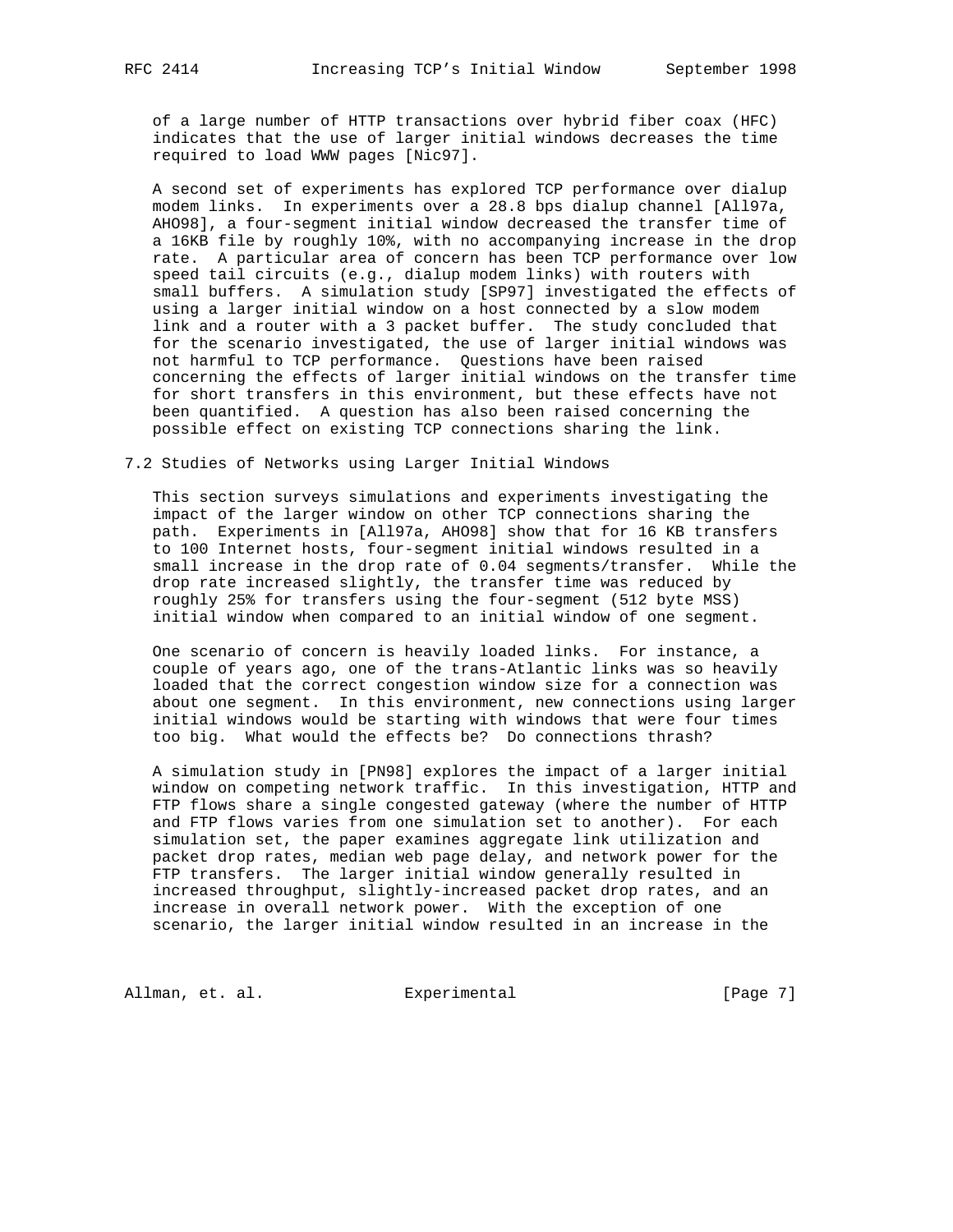of a large number of HTTP transactions over hybrid fiber coax (HFC) indicates that the use of larger initial windows decreases the time required to load WWW pages [Nic97].

A second set of experiments has explored TCP performance over dialup modem links. In experiments over a 28.8 bps dialup channel [All97a, AHO98], a four-segment initial window decreased the transfer time of a 16KB file by roughly 10%, with no accompanying increase in the drop rate. A particular area of concern has been TCP performance over low speed tail circuits (e.g., dialup modem links) with routers with small buffers. A simulation study [SP97] investigated the effects of using a larger initial window on a host connected by a slow modem link and a router with a 3 packet buffer. The study concluded that for the scenario investigated, the use of larger initial windows was not harmful to TCP performance. Questions have been raised concerning the effects of larger initial windows on the transfer time for short transfers in this environment, but these effects have not been quantified. A question has also been raised concerning the possible effect on existing TCP connections sharing the link.

## 7.2 Studies of Networks using Larger Initial Windows

This section surveys simulations and experiments investigating the impact of the larger window on other TCP connections sharing the path. Experiments in [All97a, AHO98] show that for 16 KB transfers to 100 Internet hosts, four-segment initial windows resulted in a small increase in the drop rate of 0.04 segments/transfer. While the drop rate increased slightly, the transfer time was reduced by roughly 25% for transfers using the four-segment (512 byte MSS) initial window when compared to an initial window of one segment.

One scenario of concern is heavily loaded links. For instance, a couple of years ago, one of the trans-Atlantic links was so heavily loaded that the correct congestion window size for a connection was about one segment. In this environment, new connections using larger initial windows would be starting with windows that were four times too big. What would the effects be? Do connections thrash?

A simulation study in [PN98] explores the impact of a larger initial window on competing network traffic. In this investigation, HTTP and FTP flows share a single congested gateway (where the number of HTTP and FTP flows varies from one simulation set to another). For each simulation set, the paper examines aggregate link utilization and packet drop rates, median web page delay, and network power for the FTP transfers. The larger initial window generally resulted in increased throughput, slightly-increased packet drop rates, and an increase in overall network power. With the exception of one scenario, the larger initial window resulted in an increase in the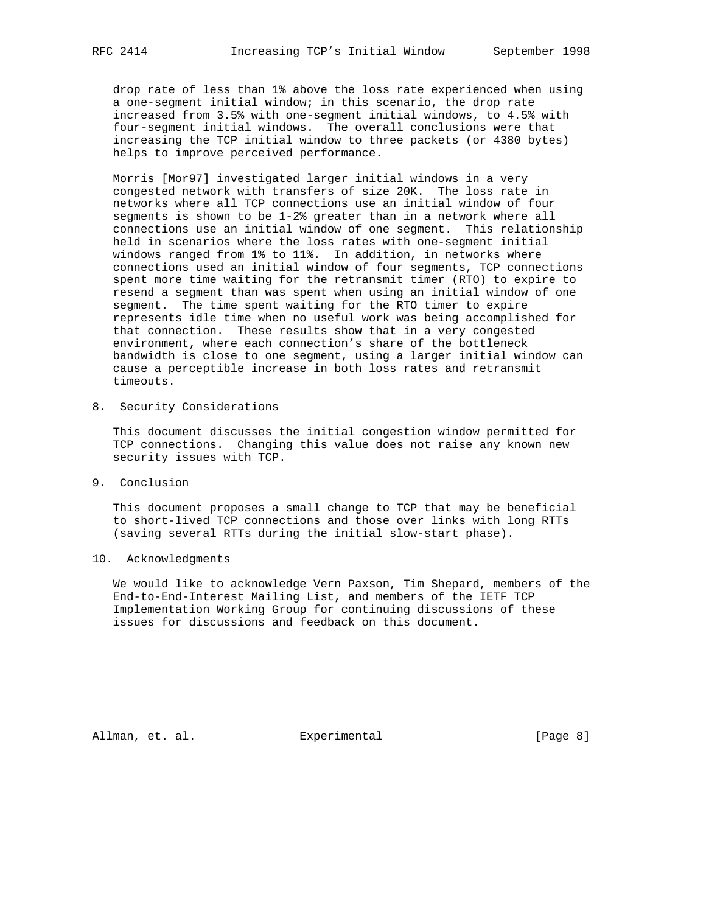drop rate of less than 1% above the loss rate experienced when using a one-segment initial window; in this scenario, the drop rate increased from 3.5% with one-segment initial windows, to 4.5% with four-segment initial windows. The overall conclusions were that increasing the TCP initial window to three packets (or 4380 bytes) helps to improve perceived performance.

Morris [Mor97] investigated larger initial windows in a very congested network with transfers of size 20K. The loss rate in networks where all TCP connections use an initial window of four segments is shown to be 1-2% greater than in a network where all connections use an initial window of one segment. This relationship held in scenarios where the loss rates with one-segment initial windows ranged from 1% to 11%. In addition, in networks where connections used an initial window of four segments, TCP connections spent more time waiting for the retransmit timer (RTO) to expire to resend a segment than was spent when using an initial window of one segment. The time spent waiting for the RTO timer to expire represents idle time when no useful work was being accomplished for that connection. These results show that in a very congested environment, where each connection's share of the bottleneck bandwidth is close to one segment, using a larger initial window can cause a perceptible increase in both loss rates and retransmit timeouts.

## 8. Security Considerations

This document discusses the initial congestion window permitted for TCP connections. Changing this value does not raise any known new security issues with TCP.

## 9. Conclusion

This document proposes a small change to TCP that may be beneficial to short-lived TCP connections and those over links with long RTTs (saving several RTTs during the initial slow-start phase).

## 10. Acknowledgments

We would like to acknowledge Vern Paxson, Tim Shepard, members of the End-to-End-Interest Mailing List, and members of the IETF TCP Implementation Working Group for continuing discussions of these issues for discussions and feedback on this document.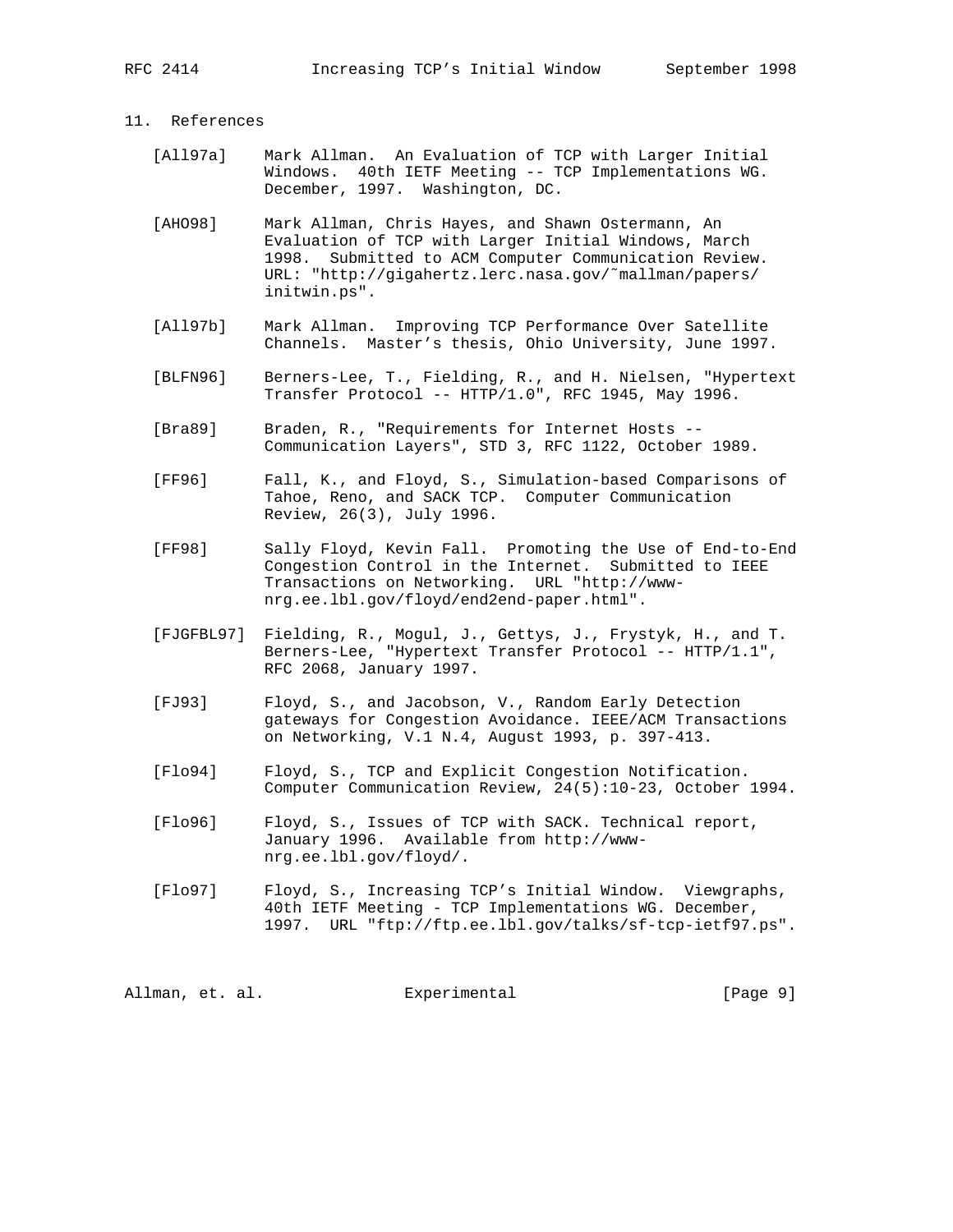## 11. References

[All97a] Mark Allman. An Evaluation of TCP with Larger Initial Windows. 40th IETF Meeting -- TCP Implementations WG. December, 1997. Washington, DC.

[AHO98] Mark Allman, Chris Hayes, and Shawn Ostermann, An Evaluation of TCP with Larger Initial Windows, March 1998. Submitted to ACM Computer Communication Review. URL: "http://gigahertz.lerc.nasa.gov/~mallman/papers/initwin.ps".

[All97b] Mark Allman. Improving TCP Performance Over Satellite Channels. Master's thesis, Ohio University, June 1997.

[BLFN96] Berners-Lee, T., Fielding, R., and H. Nielsen, "Hypertext Transfer Protocol -- HTTP/1.0", RFC 1945, May 1996.

[Bra89] Braden, R., "Requirements for Internet Hosts -- Communication Layers", STD 3, RFC 1122, October 1989.

[FF96] Fall, K., and Floyd, S., Simulation-based Comparisons of Tahoe, Reno, and SACK TCP. Computer Communication Review, 26(3), July 1996.

[FF98] Sally Floyd, Kevin Fall. Promoting the Use of End-to-End Congestion Control in the Internet. Submitted to IEEE Transactions on Networking. URL "http://www-nrg.ee.lbl.gov/floyd/end2end-paper.html".

[FJGFBL97] Fielding, R., Mogul, J., Gettys, J., Frystyk, H., and T. Berners-Lee, "Hypertext Transfer Protocol -- HTTP/1.1", RFC 2068, January 1997.

[FJ93] Floyd, S., and Jacobson, V., Random Early Detection gateways for Congestion Avoidance. IEEE/ACM Transactions on Networking, V.1 N.4, August 1993, p. 397-413.

[Flo94] Floyd, S., TCP and Explicit Congestion Notification. Computer Communication Review, 24(5):10-23, October 1994.

[Flo96] Floyd, S., Issues of TCP with SACK. Technical report, January 1996. Available from http://www-nrg.ee.lbl.gov/floyd/.

[Flo97] Floyd, S., Increasing TCP's Initial Window. Viewgraphs, 40th IETF Meeting - TCP Implementations WG. December, 1997. URL "ftp://ftp.ee.lbl.gov/talks/sf-tcp-ietf97.ps".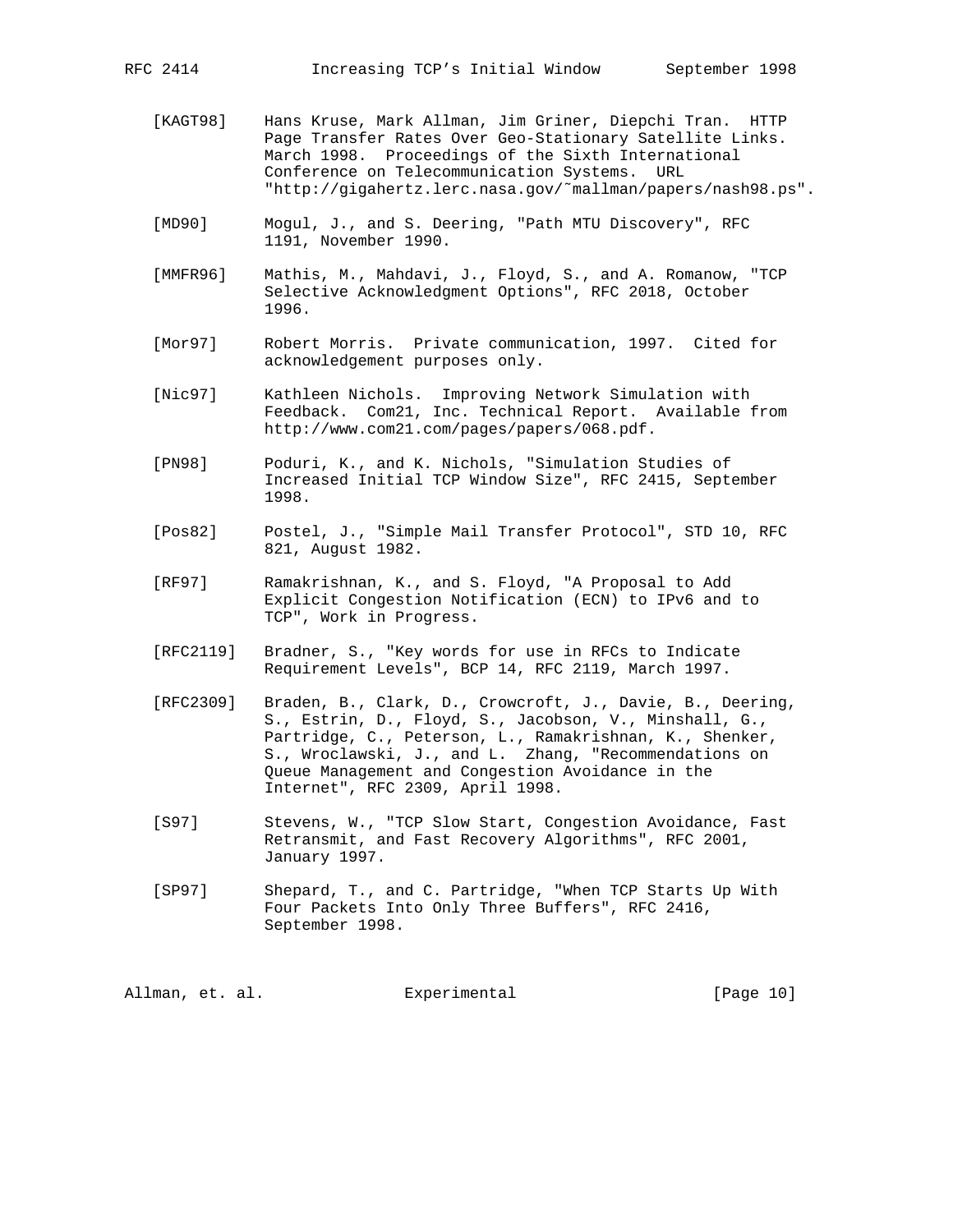[KAGT98] Hans Kruse, Mark Allman, Jim Griner, Diepchi Tran. HTTP Page Transfer Rates Over Geo-Stationary Satellite Links. March 1998. Proceedings of the Sixth International Conference on Telecommunication Systems. URL "http://gigahertz.lerc.nasa.gov/˜mallman/papers/nash98.ps".

[MD90] Mogul, J., and S. Deering, "Path MTU Discovery", RFC 1191, November 1990.

[MMFR96] Mathis, M., Mahdavi, J., Floyd, S., and A. Romanow, "TCP Selective Acknowledgment Options", RFC 2018, October 1996.

[Mor97] Robert Morris. Private communication, 1997. Cited for acknowledgement purposes only.

[Nic97] Kathleen Nichols. Improving Network Simulation with Feedback. Com21, Inc. Technical Report. Available from http://www.com21.com/pages/papers/068.pdf.

[PN98] Poduri, K., and K. Nichols, "Simulation Studies of Increased Initial TCP Window Size", RFC 2415, September 1998.

[Pos82] Postel, J., "Simple Mail Transfer Protocol", STD 10, RFC 821, August 1982.

[RF97] Ramakrishnan, K., and S. Floyd, "A Proposal to Add Explicit Congestion Notification (ECN) to IPv6 and to TCP", Work in Progress.

[RFC2119] Bradner, S., "Key words for use in RFCs to Indicate Requirement Levels", BCP 14, RFC 2119, March 1997.

[RFC2309] Braden, B., Clark, D., Crowcroft, J., Davie, B., Deering, S., Estrin, D., Floyd, S., Jacobson, V., Minshall, G., Partridge, C., Peterson, L., Ramakrishnan, K., Shenker, S., Wroclawski, J., and L. Zhang, "Recommendations on Queue Management and Congestion Avoidance in the Internet", RFC 2309, April 1998.

[S97] Stevens, W., "TCP Slow Start, Congestion Avoidance, Fast Retransmit, and Fast Recovery Algorithms", RFC 2001, January 1997.

[SP97] Shepard, T., and C. Partridge, "When TCP Starts Up With Four Packets Into Only Three Buffers", RFC 2416, September 1998.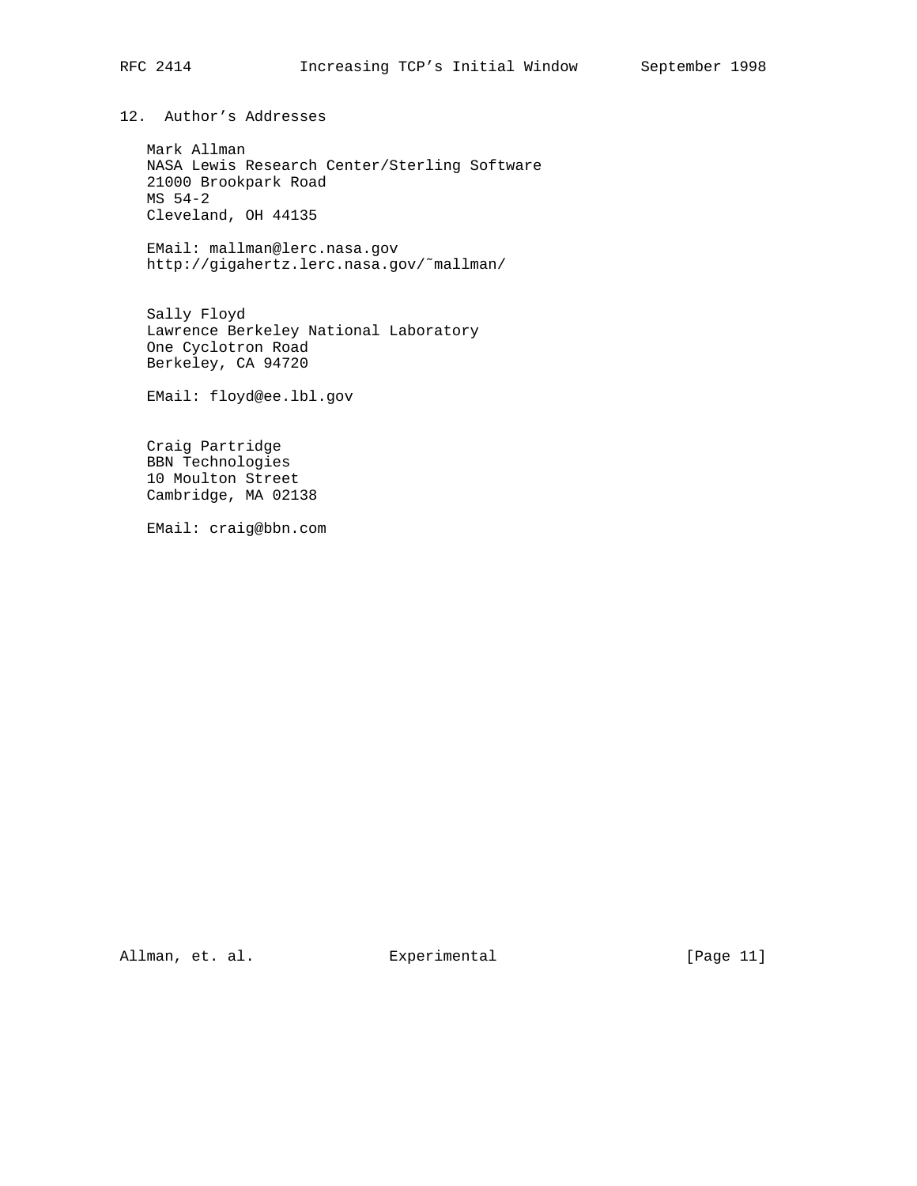## 12. Author's Addresses

Mark Allman
NASA Lewis Research Center/Sterling Software
21000 Brookpark Road
MS 54-2
Cleveland, OH 44135

EMail: mallman@lerc.nasa.gov
http://gigahertz.lerc.nasa.gov/~mallman/

Sally Floyd
Lawrence Berkeley National Laboratory
One Cyclotron Road
Berkeley, CA 94720

EMail: floyd@ee.lbl.gov

Craig Partridge
BBN Technologies
10 Moulton Street
Cambridge, MA 02138

EMail: craig@bbn.com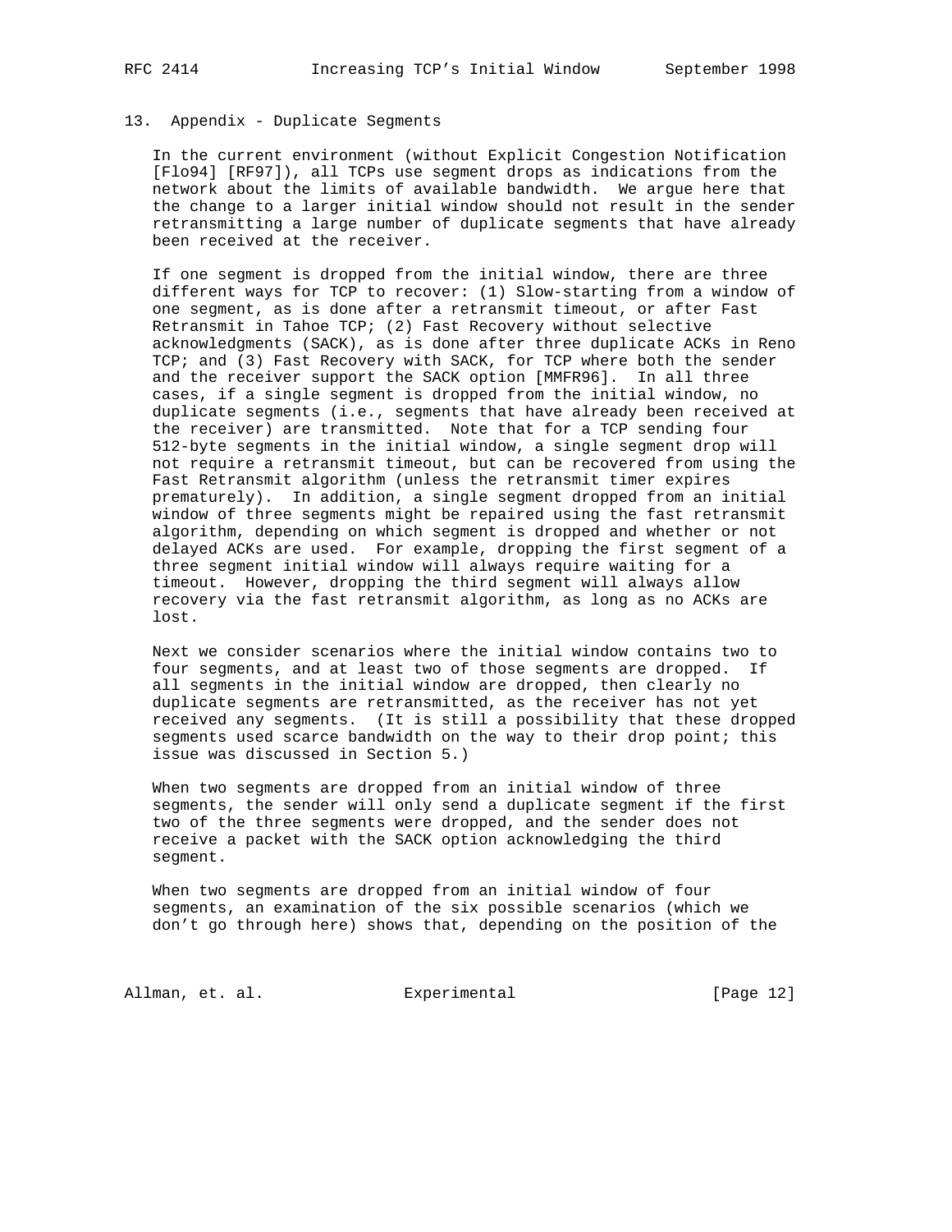## 13. Appendix - Duplicate Segments

In the current environment (without Explicit Congestion Notification [Flo94] [RF97]), all TCPs use segment drops as indications from the network about the limits of available bandwidth. We argue here that the change to a larger initial window should not result in the sender retransmitting a large number of duplicate segments that have already been received at the receiver.

If one segment is dropped from the initial window, there are three different ways for TCP to recover: (1) Slow-starting from a window of one segment, as is done after a retransmit timeout, or after Fast Retransmit in Tahoe TCP; (2) Fast Recovery without selective acknowledgments (SACK), as is done after three duplicate ACKs in Reno TCP; and (3) Fast Recovery with SACK, for TCP where both the sender and the receiver support the SACK option [MMFR96]. In all three cases, if a single segment is dropped from the initial window, no duplicate segments (i.e., segments that have already been received at the receiver) are transmitted. Note that for a TCP sending four 512-byte segments in the initial window, a single segment drop will not require a retransmit timeout, but can be recovered from using the Fast Retransmit algorithm (unless the retransmit timer expires prematurely). In addition, a single segment dropped from an initial window of three segments might be repaired using the fast retransmit algorithm, depending on which segment is dropped and whether or not delayed ACKs are used. For example, dropping the first segment of a three segment initial window will always require waiting for a timeout. However, dropping the third segment will always allow recovery via the fast retransmit algorithm, as long as no ACKs are lost.

Next we consider scenarios where the initial window contains two to four segments, and at least two of those segments are dropped. If all segments in the initial window are dropped, then clearly no duplicate segments are retransmitted, as the receiver has not yet received any segments. (It is still a possibility that these dropped segments used scarce bandwidth on the way to their drop point; this issue was discussed in Section 5.)

When two segments are dropped from an initial window of three segments, the sender will only send a duplicate segment if the first two of the three segments were dropped, and the sender does not receive a packet with the SACK option acknowledging the third segment.

When two segments are dropped from an initial window of four segments, an examination of the six possible scenarios (which we don't go through here) shows that, depending on the position of the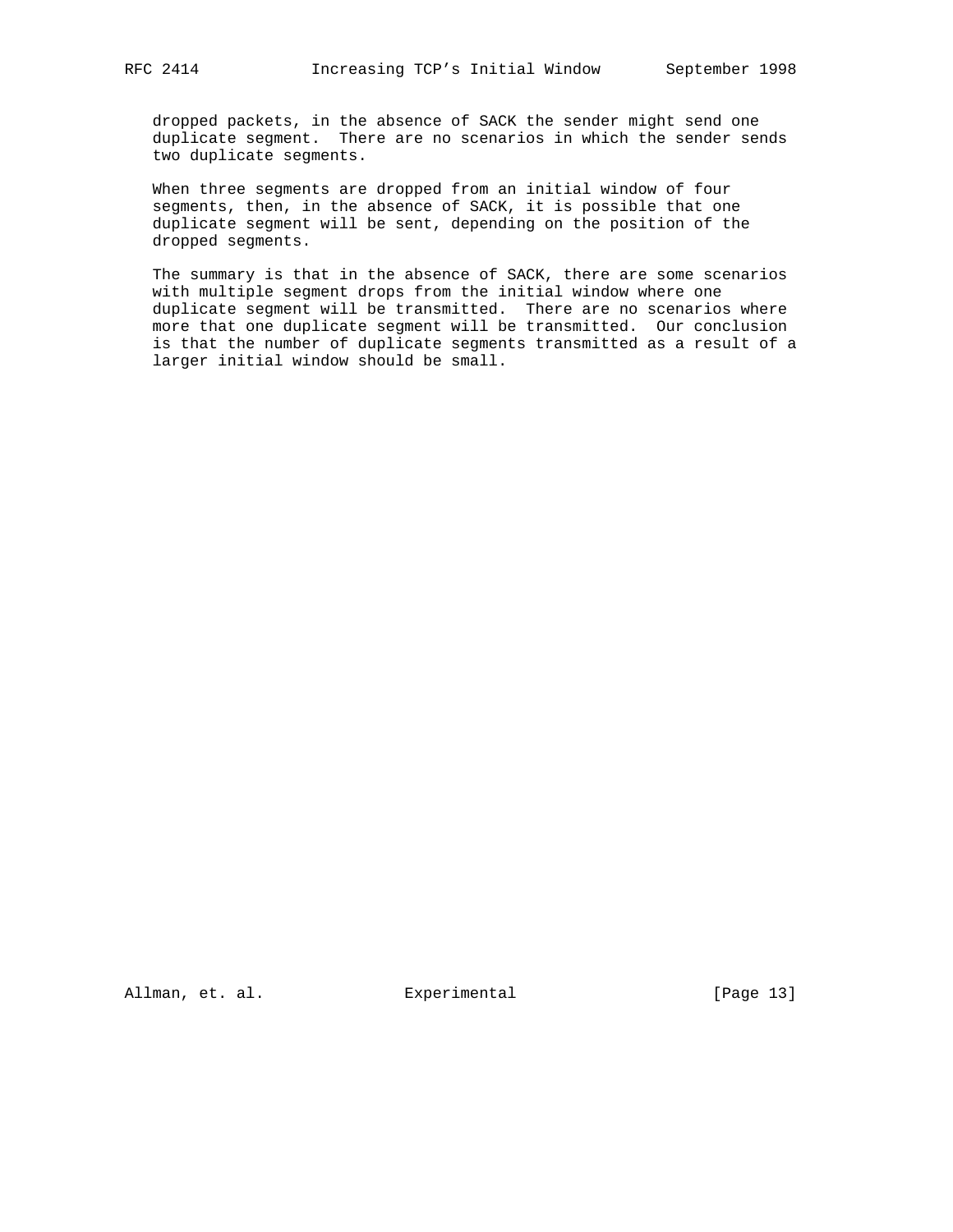dropped packets, in the absence of SACK the sender might send one duplicate segment. There are no scenarios in which the sender sends two duplicate segments.

When three segments are dropped from an initial window of four segments, then, in the absence of SACK, it is possible that one duplicate segment will be sent, depending on the position of the dropped segments.

The summary is that in the absence of SACK, there are some scenarios with multiple segment drops from the initial window where one duplicate segment will be transmitted. There are no scenarios where more that one duplicate segment will be transmitted. Our conclusion is that the number of duplicate segments transmitted as a result of a larger initial window should be small.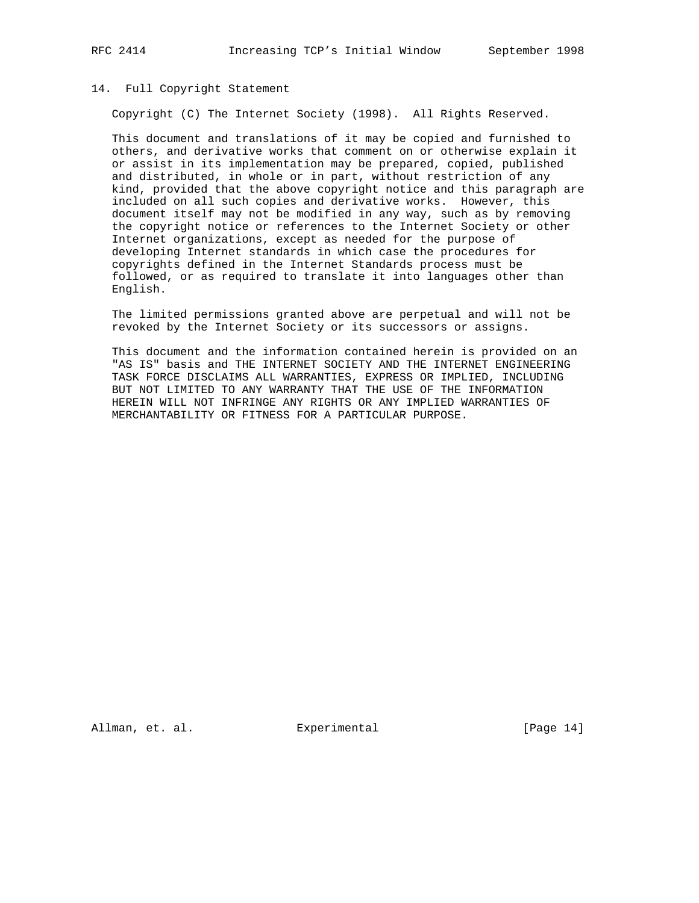## 14. Full Copyright Statement

Copyright (C) The Internet Society (1998). All Rights Reserved.

This document and translations of it may be copied and furnished to others, and derivative works that comment on or otherwise explain it or assist in its implementation may be prepared, copied, published and distributed, in whole or in part, without restriction of any kind, provided that the above copyright notice and this paragraph are included on all such copies and derivative works. However, this document itself may not be modified in any way, such as by removing the copyright notice or references to the Internet Society or other Internet organizations, except as needed for the purpose of developing Internet standards in which case the procedures for copyrights defined in the Internet Standards process must be followed, or as required to translate it into languages other than English.

The limited permissions granted above are perpetual and will not be revoked by the Internet Society or its successors or assigns.

This document and the information contained herein is provided on an "AS IS" basis and THE INTERNET SOCIETY AND THE INTERNET ENGINEERING TASK FORCE DISCLAIMS ALL WARRANTIES, EXPRESS OR IMPLIED, INCLUDING BUT NOT LIMITED TO ANY WARRANTY THAT THE USE OF THE INFORMATION HEREIN WILL NOT INFRINGE ANY RIGHTS OR ANY IMPLIED WARRANTIES OF MERCHANTABILITY OR FITNESS FOR A PARTICULAR PURPOSE.